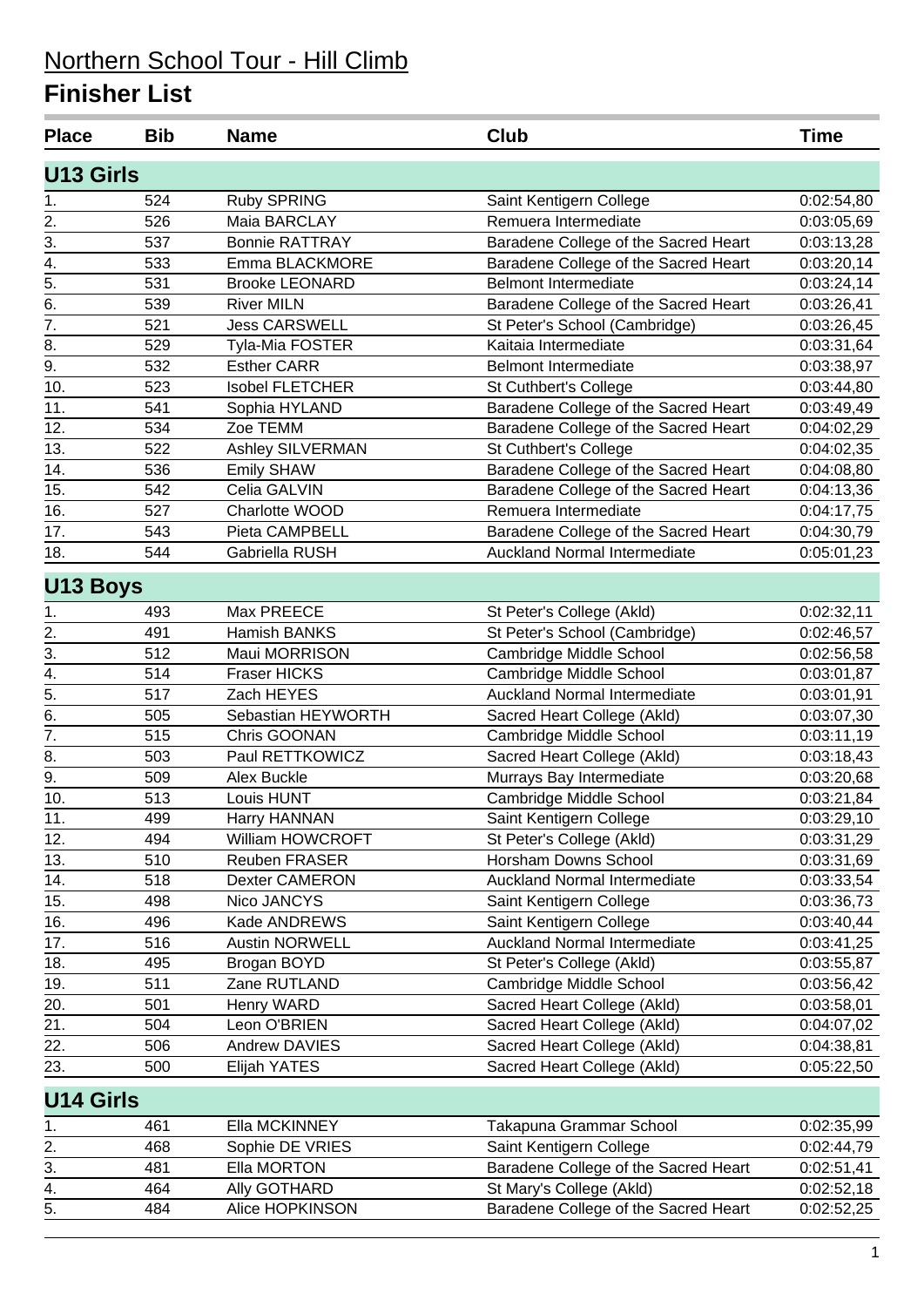# Northern School Tour - Hill Climb

## Finisher List

| Place | Bib | Name | Club | Time |
|---|---|---|---|---|
| **U13 Girls** | | | | |
| 1. | 524 | Ruby SPRING | Saint Kentigern College | 0:02:54,80 |
| 2. | 526 | Maia BARCLAY | Remuera Intermediate | 0:03:05,69 |
| 3. | 537 | Bonnie RATTRAY | Baradene College of the Sacred Heart | 0:03:13,28 |
| 4. | 533 | Emma BLACKMORE | Baradene College of the Sacred Heart | 0:03:20,14 |
| 5. | 531 | Brooke LEONARD | Belmont Intermediate | 0:03:24,14 |
| 6. | 539 | River MILN | Baradene College of the Sacred Heart | 0:03:26,41 |
| 7. | 521 | Jess CARSWELL | St Peter's School (Cambridge) | 0:03:26,45 |
| 8. | 529 | Tyla-Mia FOSTER | Kaitaia Intermediate | 0:03:31,64 |
| 9. | 532 | Esther CARR | Belmont Intermediate | 0:03:38,97 |
| 10. | 523 | Isobel FLETCHER | St Cuthbert's College | 0:03:44,80 |
| 11. | 541 | Sophia HYLAND | Baradene College of the Sacred Heart | 0:03:49,49 |
| 12. | 534 | Zoe TEMM | Baradene College of the Sacred Heart | 0:04:02,29 |
| 13. | 522 | Ashley SILVERMAN | St Cuthbert's College | 0:04:02,35 |
| 14. | 536 | Emily SHAW | Baradene College of the Sacred Heart | 0:04:08,80 |
| 15. | 542 | Celia GALVIN | Baradene College of the Sacred Heart | 0:04:13,36 |
| 16. | 527 | Charlotte WOOD | Remuera Intermediate | 0:04:17,75 |
| 17. | 543 | Pieta CAMPBELL | Baradene College of the Sacred Heart | 0:04:30,79 |
| 18. | 544 | Gabriella RUSH | Auckland Normal Intermediate | 0:05:01,23 |
| **U13 Boys** | | | | |
| 1. | 493 | Max PREECE | St Peter's College (Akld) | 0:02:32,11 |
| 2. | 491 | Hamish BANKS | St Peter's School (Cambridge) | 0:02:46,57 |
| 3. | 512 | Maui MORRISON | Cambridge Middle School | 0:02:56,58 |
| 4. | 514 | Fraser HICKS | Cambridge Middle School | 0:03:01,87 |
| 5. | 517 | Zach HEYES | Auckland Normal Intermediate | 0:03:01,91 |
| 6. | 505 | Sebastian HEYWORTH | Sacred Heart College (Akld) | 0:03:07,30 |
| 7. | 515 | Chris GOONAN | Cambridge Middle School | 0:03:11,19 |
| 8. | 503 | Paul RETTKOWICZ | Sacred Heart College (Akld) | 0:03:18,43 |
| 9. | 509 | Alex Buckle | Murrays Bay Intermediate | 0:03:20,68 |
| 10. | 513 | Louis HUNT | Cambridge Middle School | 0:03:21,84 |
| 11. | 499 | Harry HANNAN | Saint Kentigern College | 0:03:29,10 |
| 12. | 494 | William HOWCROFT | St Peter's College (Akld) | 0:03:31,29 |
| 13. | 510 | Reuben FRASER | Horsham Downs School | 0:03:31,69 |
| 14. | 518 | Dexter CAMERON | Auckland Normal Intermediate | 0:03:33,54 |
| 15. | 498 | Nico JANCYS | Saint Kentigern College | 0:03:36,73 |
| 16. | 496 | Kade ANDREWS | Saint Kentigern College | 0:03:40,44 |
| 17. | 516 | Austin NORWELL | Auckland Normal Intermediate | 0:03:41,25 |
| 18. | 495 | Brogan BOYD | St Peter's College (Akld) | 0:03:55,87 |
| 19. | 511 | Zane RUTLAND | Cambridge Middle School | 0:03:56,42 |
| 20. | 501 | Henry WARD | Sacred Heart College (Akld) | 0:03:58,01 |
| 21. | 504 | Leon O'BRIEN | Sacred Heart College (Akld) | 0:04:07,02 |
| 22. | 506 | Andrew DAVIES | Sacred Heart College (Akld) | 0:04:38,81 |
| 23. | 500 | Elijah YATES | Sacred Heart College (Akld) | 0:05:22,50 |
| **U14 Girls** | | | | |
| 1. | 461 | Ella MCKINNEY | Takapuna Grammar School | 0:02:35,99 |
| 2. | 468 | Sophie DE VRIES | Saint Kentigern College | 0:02:44,79 |
| 3. | 481 | Ella MORTON | Baradene College of the Sacred Heart | 0:02:51,41 |
| 4. | 464 | Ally GOTHARD | St Mary's College (Akld) | 0:02:52,18 |
| 5. | 484 | Alice HOPKINSON | Baradene College of the Sacred Heart | 0:02:52,25 |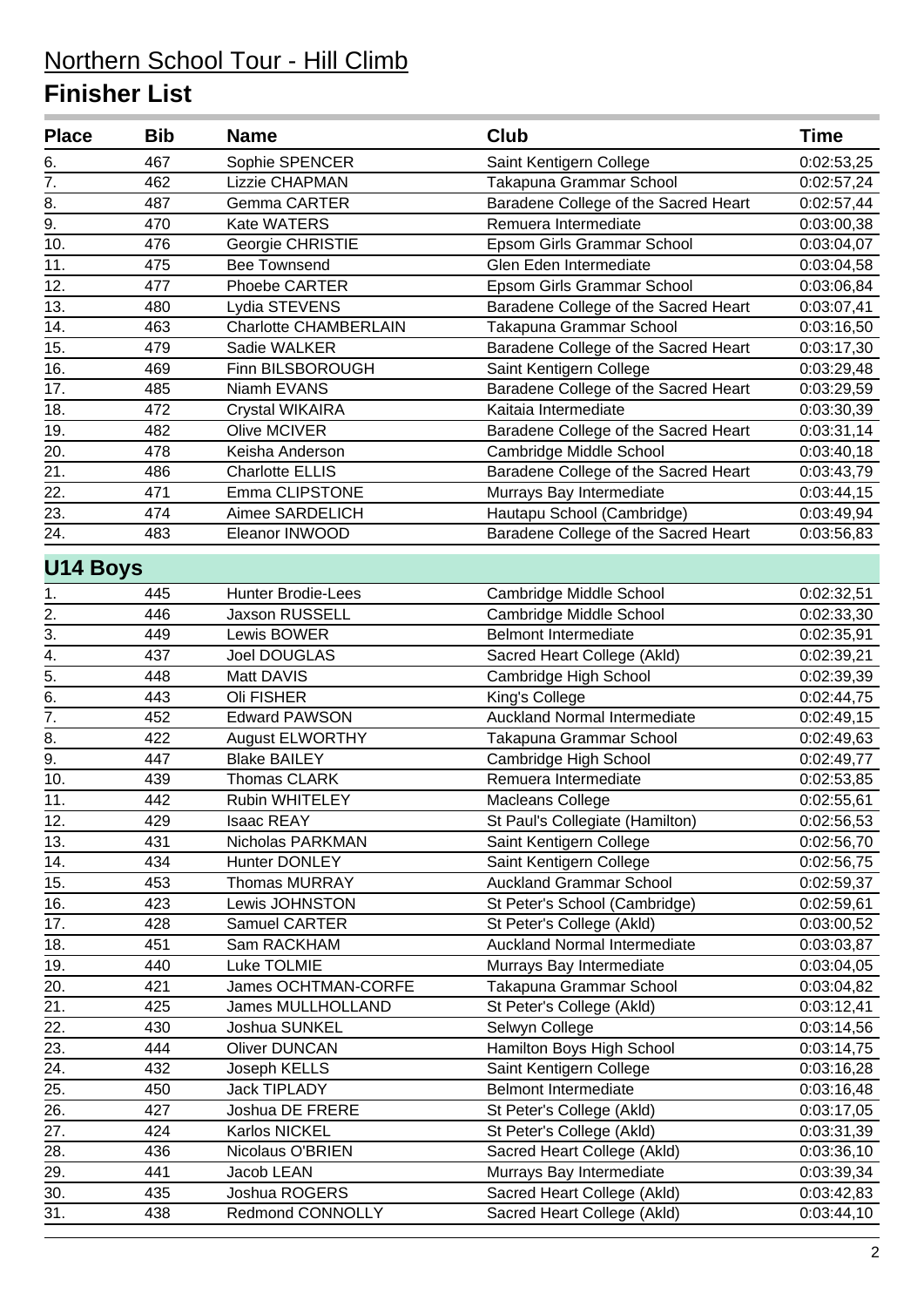# Northern School Tour - Hill Climb

## Finisher List

| Place | Bib | Name | Club | Time |
|---|---|---|---|---|
| 6. | 467 | Sophie SPENCER | Saint Kentigern College | 0:02:53,25 |
| 7. | 462 | Lizzie CHAPMAN | Takapuna Grammar School | 0:02:57,24 |
| 8. | 487 | Gemma CARTER | Baradene College of the Sacred Heart | 0:02:57,44 |
| 9. | 470 | Kate WATERS | Remuera Intermediate | 0:03:00,38 |
| 10. | 476 | Georgie CHRISTIE | Epsom Girls Grammar School | 0:03:04,07 |
| 11. | 475 | Bee Townsend | Glen Eden Intermediate | 0:03:04,58 |
| 12. | 477 | Phoebe CARTER | Epsom Girls Grammar School | 0:03:06,84 |
| 13. | 480 | Lydia STEVENS | Baradene College of the Sacred Heart | 0:03:07,41 |
| 14. | 463 | Charlotte CHAMBERLAIN | Takapuna Grammar School | 0:03:16,50 |
| 15. | 479 | Sadie WALKER | Baradene College of the Sacred Heart | 0:03:17,30 |
| 16. | 469 | Finn BILSBOROUGH | Saint Kentigern College | 0:03:29,48 |
| 17. | 485 | Niamh EVANS | Baradene College of the Sacred Heart | 0:03:29,59 |
| 18. | 472 | Crystal WIKAIRA | Kaitaia Intermediate | 0:03:30,39 |
| 19. | 482 | Olive MCIVER | Baradene College of the Sacred Heart | 0:03:31,14 |
| 20. | 478 | Keisha Anderson | Cambridge Middle School | 0:03:40,18 |
| 21. | 486 | Charlotte ELLIS | Baradene College of the Sacred Heart | 0:03:43,79 |
| 22. | 471 | Emma CLIPSTONE | Murrays Bay Intermediate | 0:03:44,15 |
| 23. | 474 | Aimee SARDELICH | Hautapu School (Cambridge) | 0:03:49,94 |
| 24. | 483 | Eleanor INWOOD | Baradene College of the Sacred Heart | 0:03:56,83 |

## U14 Boys

| Place | Bib | Name | Club | Time |
|---|---|---|---|---|
| 1. | 445 | Hunter Brodie-Lees | Cambridge Middle School | 0:02:32,51 |
| 2. | 446 | Jaxson RUSSELL | Cambridge Middle School | 0:02:33,30 |
| 3. | 449 | Lewis BOWER | Belmont Intermediate | 0:02:35,91 |
| 4. | 437 | Joel DOUGLAS | Sacred Heart College (Akld) | 0:02:39,21 |
| 5. | 448 | Matt DAVIS | Cambridge High School | 0:02:39,39 |
| 6. | 443 | Oli FISHER | King's College | 0:02:44,75 |
| 7. | 452 | Edward PAWSON | Auckland Normal Intermediate | 0:02:49,15 |
| 8. | 422 | August ELWORTHY | Takapuna Grammar School | 0:02:49,63 |
| 9. | 447 | Blake BAILEY | Cambridge High School | 0:02:49,77 |
| 10. | 439 | Thomas CLARK | Remuera Intermediate | 0:02:53,85 |
| 11. | 442 | Rubin WHITELEY | Macleans College | 0:02:55,61 |
| 12. | 429 | Isaac REAY | St Paul's Collegiate (Hamilton) | 0:02:56,53 |
| 13. | 431 | Nicholas PARKMAN | Saint Kentigern College | 0:02:56,70 |
| 14. | 434 | Hunter DONLEY | Saint Kentigern College | 0:02:56,75 |
| 15. | 453 | Thomas MURRAY | Auckland Grammar School | 0:02:59,37 |
| 16. | 423 | Lewis JOHNSTON | St Peter's School (Cambridge) | 0:02:59,61 |
| 17. | 428 | Samuel CARTER | St Peter's College (Akld) | 0:03:00,52 |
| 18. | 451 | Sam RACKHAM | Auckland Normal Intermediate | 0:03:03,87 |
| 19. | 440 | Luke TOLMIE | Murrays Bay Intermediate | 0:03:04,05 |
| 20. | 421 | James OCHTMAN-CORFE | Takapuna Grammar School | 0:03:04,82 |
| 21. | 425 | James MULLHOLLAND | St Peter's College (Akld) | 0:03:12,41 |
| 22. | 430 | Joshua SUNKEL | Selwyn College | 0:03:14,56 |
| 23. | 444 | Oliver DUNCAN | Hamilton Boys High School | 0:03:14,75 |
| 24. | 432 | Joseph KELLS | Saint Kentigern College | 0:03:16,28 |
| 25. | 450 | Jack TIPLADY | Belmont Intermediate | 0:03:16,48 |
| 26. | 427 | Joshua DE FRERE | St Peter's College (Akld) | 0:03:17,05 |
| 27. | 424 | Karlos NICKEL | St Peter's College (Akld) | 0:03:31,39 |
| 28. | 436 | Nicolaus O'BRIEN | Sacred Heart College (Akld) | 0:03:36,10 |
| 29. | 441 | Jacob LEAN | Murrays Bay Intermediate | 0:03:39,34 |
| 30. | 435 | Joshua ROGERS | Sacred Heart College (Akld) | 0:03:42,83 |
| 31. | 438 | Redmond CONNOLLY | Sacred Heart College (Akld) | 0:03:44,10 |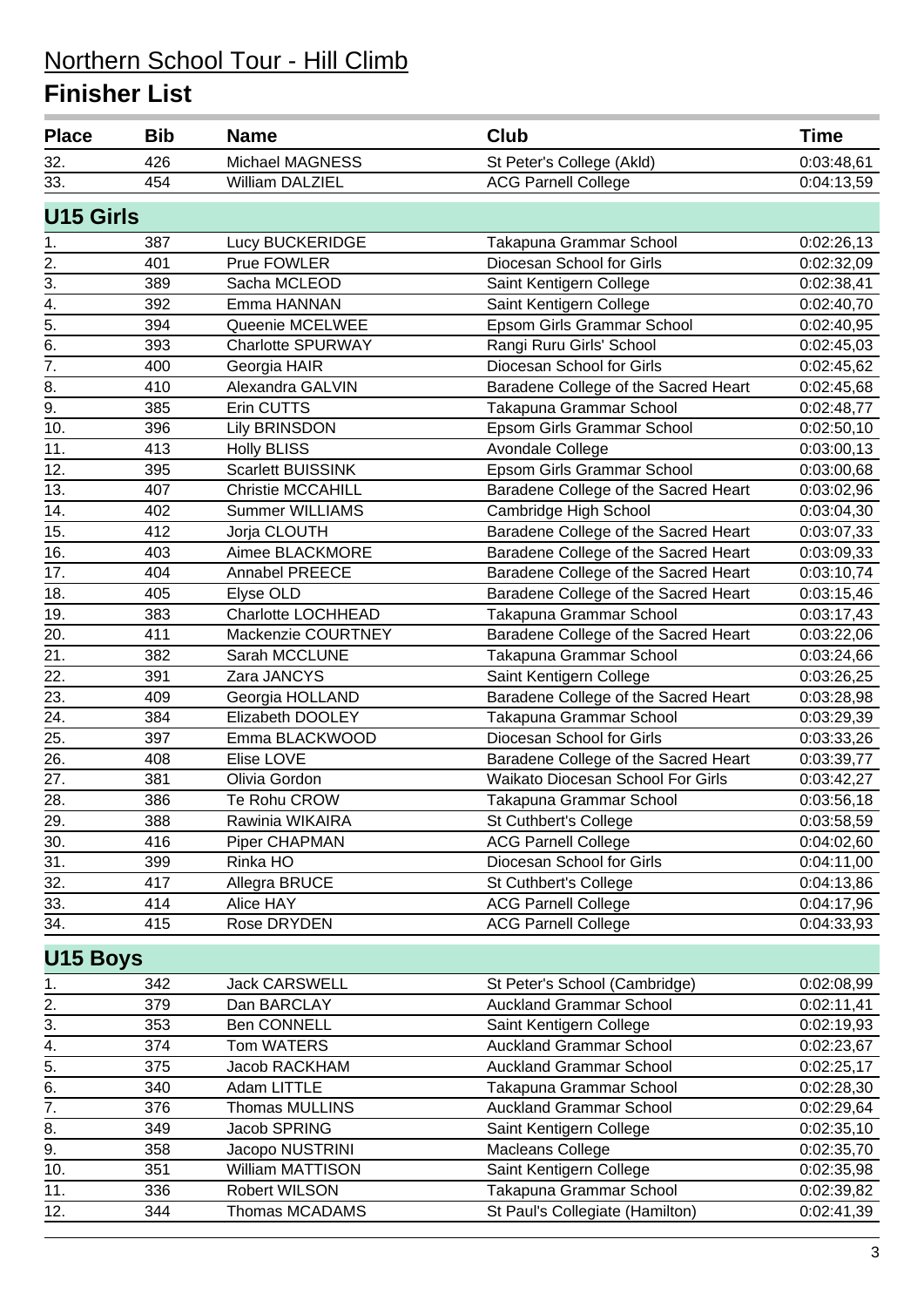# Northern School Tour - Hill Climb

## Finisher List

| Place | Bib | Name | Club | Time |
|---|---|---|---|---|
| 32. | 426 | Michael MAGNESS | St Peter's College (Akld) | 0:03:48,61 |
| 33. | 454 | William DALZIEL | ACG Parnell College | 0:04:13,59 |

### U15 Girls

| Place | Bib | Name | Club | Time |
|---|---|---|---|---|
| 1. | 387 | Lucy BUCKERIDGE | Takapuna Grammar School | 0:02:26,13 |
| 2. | 401 | Prue FOWLER | Diocesan School for Girls | 0:02:32,09 |
| 3. | 389 | Sacha MCLEOD | Saint Kentigern College | 0:02:38,41 |
| 4. | 392 | Emma HANNAN | Saint Kentigern College | 0:02:40,70 |
| 5. | 394 | Queenie MCELWEE | Epsom Girls Grammar School | 0:02:40,95 |
| 6. | 393 | Charlotte SPURWAY | Rangi Ruru Girls' School | 0:02:45,03 |
| 7. | 400 | Georgia HAIR | Diocesan School for Girls | 0:02:45,62 |
| 8. | 410 | Alexandra GALVIN | Baradene College of the Sacred Heart | 0:02:45,68 |
| 9. | 385 | Erin CUTTS | Takapuna Grammar School | 0:02:48,77 |
| 10. | 396 | Lily BRINSDON | Epsom Girls Grammar School | 0:02:50,10 |
| 11. | 413 | Holly BLISS | Avondale College | 0:03:00,13 |
| 12. | 395 | Scarlett BUISSINK | Epsom Girls Grammar School | 0:03:00,68 |
| 13. | 407 | Christie MCCAHILL | Baradene College of the Sacred Heart | 0:03:02,96 |
| 14. | 402 | Summer WILLIAMS | Cambridge High School | 0:03:04,30 |
| 15. | 412 | Jorja CLOUTH | Baradene College of the Sacred Heart | 0:03:07,33 |
| 16. | 403 | Aimee BLACKMORE | Baradene College of the Sacred Heart | 0:03:09,33 |
| 17. | 404 | Annabel PREECE | Baradene College of the Sacred Heart | 0:03:10,74 |
| 18. | 405 | Elyse OLD | Baradene College of the Sacred Heart | 0:03:15,46 |
| 19. | 383 | Charlotte LOCHHEAD | Takapuna Grammar School | 0:03:17,43 |
| 20. | 411 | Mackenzie COURTNEY | Baradene College of the Sacred Heart | 0:03:22,06 |
| 21. | 382 | Sarah MCCLUNE | Takapuna Grammar School | 0:03:24,66 |
| 22. | 391 | Zara JANCYS | Saint Kentigern College | 0:03:26,25 |
| 23. | 409 | Georgia HOLLAND | Baradene College of the Sacred Heart | 0:03:28,98 |
| 24. | 384 | Elizabeth DOOLEY | Takapuna Grammar School | 0:03:29,39 |
| 25. | 397 | Emma BLACKWOOD | Diocesan School for Girls | 0:03:33,26 |
| 26. | 408 | Elise LOVE | Baradene College of the Sacred Heart | 0:03:39,77 |
| 27. | 381 | Olivia Gordon | Waikato Diocesan School For Girls | 0:03:42,27 |
| 28. | 386 | Te Rohu CROW | Takapuna Grammar School | 0:03:56,18 |
| 29. | 388 | Rawinia WIKAIRA | St Cuthbert's College | 0:03:58,59 |
| 30. | 416 | Piper CHAPMAN | ACG Parnell College | 0:04:02,60 |
| 31. | 399 | Rinka HO | Diocesan School for Girls | 0:04:11,00 |
| 32. | 417 | Allegra BRUCE | St Cuthbert's College | 0:04:13,86 |
| 33. | 414 | Alice HAY | ACG Parnell College | 0:04:17,96 |
| 34. | 415 | Rose DRYDEN | ACG Parnell College | 0:04:33,93 |

### U15 Boys

| Place | Bib | Name | Club | Time |
|---|---|---|---|---|
| 1. | 342 | Jack CARSWELL | St Peter's School (Cambridge) | 0:02:08,99 |
| 2. | 379 | Dan BARCLAY | Auckland Grammar School | 0:02:11,41 |
| 3. | 353 | Ben CONNELL | Saint Kentigern College | 0:02:19,93 |
| 4. | 374 | Tom WATERS | Auckland Grammar School | 0:02:23,67 |
| 5. | 375 | Jacob RACKHAM | Auckland Grammar School | 0:02:25,17 |
| 6. | 340 | Adam LITTLE | Takapuna Grammar School | 0:02:28,30 |
| 7. | 376 | Thomas MULLINS | Auckland Grammar School | 0:02:29,64 |
| 8. | 349 | Jacob SPRING | Saint Kentigern College | 0:02:35,10 |
| 9. | 358 | Jacopo NUSTRINI | Macleans College | 0:02:35,70 |
| 10. | 351 | William MATTISON | Saint Kentigern College | 0:02:35,98 |
| 11. | 336 | Robert WILSON | Takapuna Grammar School | 0:02:39,82 |
| 12. | 344 | Thomas MCADAMS | St Paul's Collegiate (Hamilton) | 0:02:41,39 |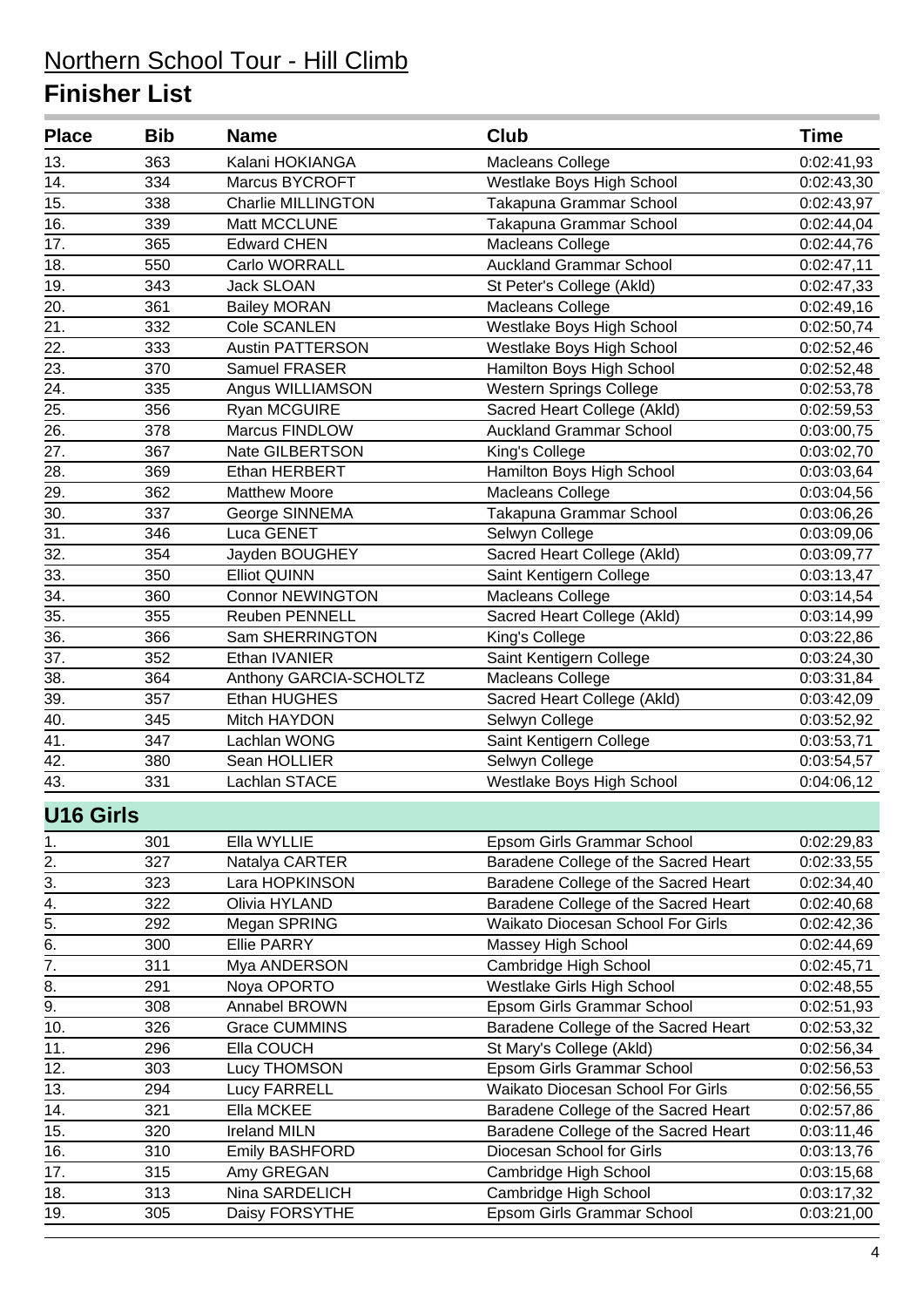# Northern School Tour - Hill Climb

## Finisher List

| Place | Bib | Name | Club | Time |
|---|---|---|---|---|
| 13. | 363 | Kalani HOKIANGA | Macleans College | 0:02:41,93 |
| 14. | 334 | Marcus BYCROFT | Westlake Boys High School | 0:02:43,30 |
| 15. | 338 | Charlie MILLINGTON | Takapuna Grammar School | 0:02:43,97 |
| 16. | 339 | Matt MCCLUNE | Takapuna Grammar School | 0:02:44,04 |
| 17. | 365 | Edward CHEN | Macleans College | 0:02:44,76 |
| 18. | 550 | Carlo WORRALL | Auckland Grammar School | 0:02:47,11 |
| 19. | 343 | Jack SLOAN | St Peter's College (Akld) | 0:02:47,33 |
| 20. | 361 | Bailey MORAN | Macleans College | 0:02:49,16 |
| 21. | 332 | Cole SCANLEN | Westlake Boys High School | 0:02:50,74 |
| 22. | 333 | Austin PATTERSON | Westlake Boys High School | 0:02:52,46 |
| 23. | 370 | Samuel FRASER | Hamilton Boys High School | 0:02:52,48 |
| 24. | 335 | Angus WILLIAMSON | Western Springs College | 0:02:53,78 |
| 25. | 356 | Ryan MCGUIRE | Sacred Heart College (Akld) | 0:02:59,53 |
| 26. | 378 | Marcus FINDLOW | Auckland Grammar School | 0:03:00,75 |
| 27. | 367 | Nate GILBERTSON | King's College | 0:03:02,70 |
| 28. | 369 | Ethan HERBERT | Hamilton Boys High School | 0:03:03,64 |
| 29. | 362 | Matthew Moore | Macleans College | 0:03:04,56 |
| 30. | 337 | George SINNEMA | Takapuna Grammar School | 0:03:06,26 |
| 31. | 346 | Luca GENET | Selwyn College | 0:03:09,06 |
| 32. | 354 | Jayden BOUGHEY | Sacred Heart College (Akld) | 0:03:09,77 |
| 33. | 350 | Elliot QUINN | Saint Kentigern College | 0:03:13,47 |
| 34. | 360 | Connor NEWINGTON | Macleans College | 0:03:14,54 |
| 35. | 355 | Reuben PENNELL | Sacred Heart College (Akld) | 0:03:14,99 |
| 36. | 366 | Sam SHERRINGTON | King's College | 0:03:22,86 |
| 37. | 352 | Ethan IVANIER | Saint Kentigern College | 0:03:24,30 |
| 38. | 364 | Anthony GARCIA-SCHOLTZ | Macleans College | 0:03:31,84 |
| 39. | 357 | Ethan HUGHES | Sacred Heart College (Akld) | 0:03:42,09 |
| 40. | 345 | Mitch HAYDON | Selwyn College | 0:03:52,92 |
| 41. | 347 | Lachlan WONG | Saint Kentigern College | 0:03:53,71 |
| 42. | 380 | Sean HOLLIER | Selwyn College | 0:03:54,57 |
| 43. | 331 | Lachlan STACE | Westlake Boys High School | 0:04:06,12 |

### U16 Girls

| Place | Bib | Name | Club | Time |
|---|---|---|---|---|
| 1. | 301 | Ella WYLLIE | Epsom Girls Grammar School | 0:02:29,83 |
| 2. | 327 | Natalya CARTER | Baradene College of the Sacred Heart | 0:02:33,55 |
| 3. | 323 | Lara HOPKINSON | Baradene College of the Sacred Heart | 0:02:34,40 |
| 4. | 322 | Olivia HYLAND | Baradene College of the Sacred Heart | 0:02:40,68 |
| 5. | 292 | Megan SPRING | Waikato Diocesan School For Girls | 0:02:42,36 |
| 6. | 300 | Ellie PARRY | Massey High School | 0:02:44,69 |
| 7. | 311 | Mya ANDERSON | Cambridge High School | 0:02:45,71 |
| 8. | 291 | Noya OPORTO | Westlake Girls High School | 0:02:48,55 |
| 9. | 308 | Annabel BROWN | Epsom Girls Grammar School | 0:02:51,93 |
| 10. | 326 | Grace CUMMINS | Baradene College of the Sacred Heart | 0:02:53,32 |
| 11. | 296 | Ella COUCH | St Mary's College (Akld) | 0:02:56,34 |
| 12. | 303 | Lucy THOMSON | Epsom Girls Grammar School | 0:02:56,53 |
| 13. | 294 | Lucy FARRELL | Waikato Diocesan School For Girls | 0:02:56,55 |
| 14. | 321 | Ella MCKEE | Baradene College of the Sacred Heart | 0:02:57,86 |
| 15. | 320 | Ireland MILN | Baradene College of the Sacred Heart | 0:03:11,46 |
| 16. | 310 | Emily BASHFORD | Diocesan School for Girls | 0:03:13,76 |
| 17. | 315 | Amy GREGAN | Cambridge High School | 0:03:15,68 |
| 18. | 313 | Nina SARDELICH | Cambridge High School | 0:03:17,32 |
| 19. | 305 | Daisy FORSYTHE | Epsom Girls Grammar School | 0:03:21,00 |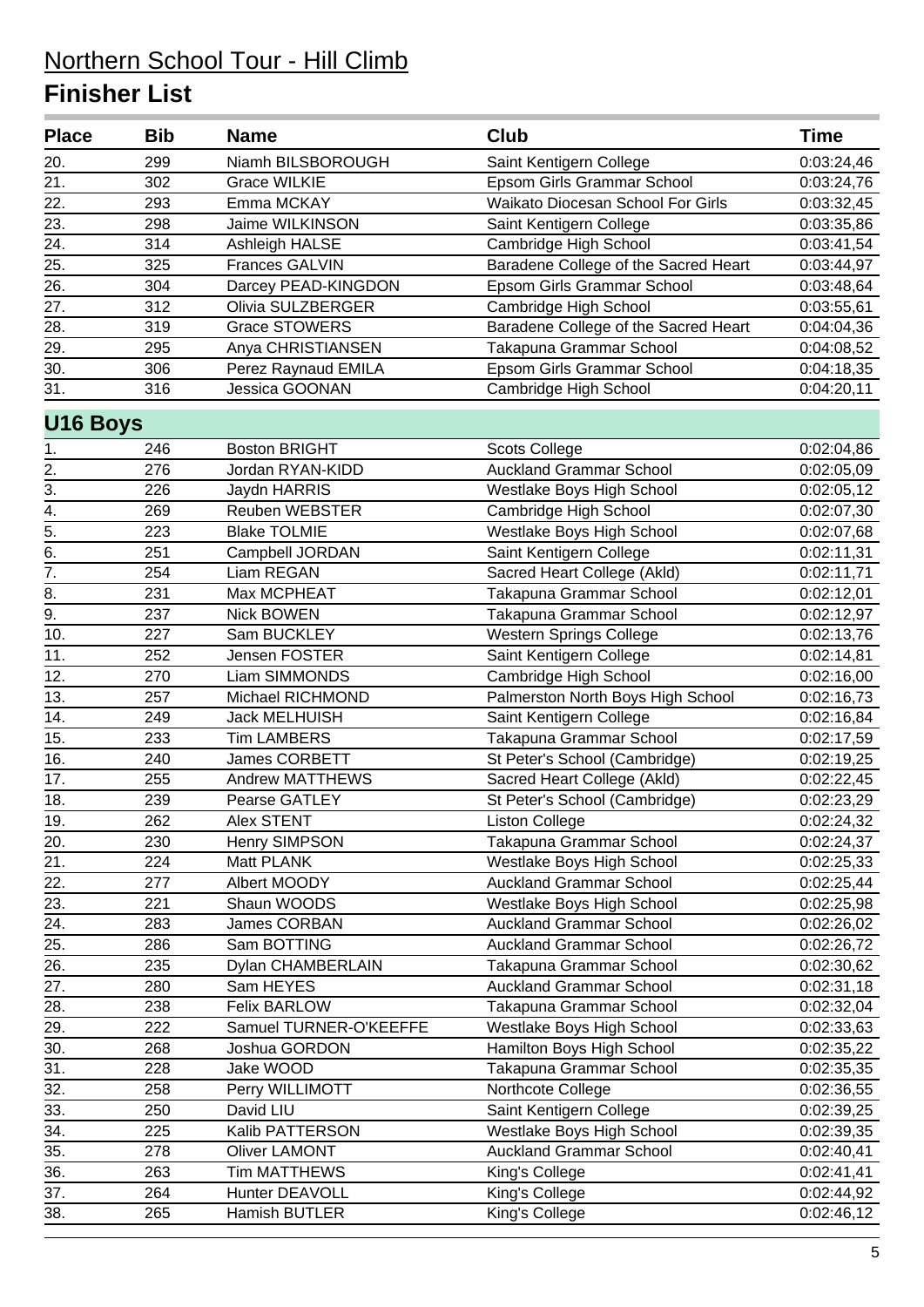# Northern School Tour - Hill Climb

## Finisher List

| Place | Bib | Name | Club | Time |
|---|---|---|---|---|
| 20. | 299 | Niamh BILSBOROUGH | Saint Kentigern College | 0:03:24,46 |
| 21. | 302 | Grace WILKIE | Epsom Girls Grammar School | 0:03:24,76 |
| 22. | 293 | Emma MCKAY | Waikato Diocesan School For Girls | 0:03:32,45 |
| 23. | 298 | Jaime WILKINSON | Saint Kentigern College | 0:03:35,86 |
| 24. | 314 | Ashleigh HALSE | Cambridge High School | 0:03:41,54 |
| 25. | 325 | Frances GALVIN | Baradene College of the Sacred Heart | 0:03:44,97 |
| 26. | 304 | Darcey PEAD-KINGDON | Epsom Girls Grammar School | 0:03:48,64 |
| 27. | 312 | Olivia SULZBERGER | Cambridge High School | 0:03:55,61 |
| 28. | 319 | Grace STOWERS | Baradene College of the Sacred Heart | 0:04:04,36 |
| 29. | 295 | Anya CHRISTIANSEN | Takapuna Grammar School | 0:04:08,52 |
| 30. | 306 | Perez Raynaud EMILA | Epsom Girls Grammar School | 0:04:18,35 |
| 31. | 316 | Jessica GOONAN | Cambridge High School | 0:04:20,11 |

## U16 Boys

| Place | Bib | Name | Club | Time |
|---|---|---|---|---|
| 1. | 246 | Boston BRIGHT | Scots College | 0:02:04,86 |
| 2. | 276 | Jordan RYAN-KIDD | Auckland Grammar School | 0:02:05,09 |
| 3. | 226 | Jaydn HARRIS | Westlake Boys High School | 0:02:05,12 |
| 4. | 269 | Reuben WEBSTER | Cambridge High School | 0:02:07,30 |
| 5. | 223 | Blake TOLMIE | Westlake Boys High School | 0:02:07,68 |
| 6. | 251 | Campbell JORDAN | Saint Kentigern College | 0:02:11,31 |
| 7. | 254 | Liam REGAN | Sacred Heart College (Akld) | 0:02:11,71 |
| 8. | 231 | Max MCPHEAT | Takapuna Grammar School | 0:02:12,01 |
| 9. | 237 | Nick BOWEN | Takapuna Grammar School | 0:02:12,97 |
| 10. | 227 | Sam BUCKLEY | Western Springs College | 0:02:13,76 |
| 11. | 252 | Jensen FOSTER | Saint Kentigern College | 0:02:14,81 |
| 12. | 270 | Liam SIMMONDS | Cambridge High School | 0:02:16,00 |
| 13. | 257 | Michael RICHMOND | Palmerston North Boys High School | 0:02:16,73 |
| 14. | 249 | Jack MELHUISH | Saint Kentigern College | 0:02:16,84 |
| 15. | 233 | Tim LAMBERS | Takapuna Grammar School | 0:02:17,59 |
| 16. | 240 | James CORBETT | St Peter's School (Cambridge) | 0:02:19,25 |
| 17. | 255 | Andrew MATTHEWS | Sacred Heart College (Akld) | 0:02:22,45 |
| 18. | 239 | Pearse GATLEY | St Peter's School (Cambridge) | 0:02:23,29 |
| 19. | 262 | Alex STENT | Liston College | 0:02:24,32 |
| 20. | 230 | Henry SIMPSON | Takapuna Grammar School | 0:02:24,37 |
| 21. | 224 | Matt PLANK | Westlake Boys High School | 0:02:25,33 |
| 22. | 277 | Albert MOODY | Auckland Grammar School | 0:02:25,44 |
| 23. | 221 | Shaun WOODS | Westlake Boys High School | 0:02:25,98 |
| 24. | 283 | James CORBAN | Auckland Grammar School | 0:02:26,02 |
| 25. | 286 | Sam BOTTING | Auckland Grammar School | 0:02:26,72 |
| 26. | 235 | Dylan CHAMBERLAIN | Takapuna Grammar School | 0:02:30,62 |
| 27. | 280 | Sam HEYES | Auckland Grammar School | 0:02:31,18 |
| 28. | 238 | Felix BARLOW | Takapuna Grammar School | 0:02:32,04 |
| 29. | 222 | Samuel TURNER-O'KEEFFE | Westlake Boys High School | 0:02:33,63 |
| 30. | 268 | Joshua GORDON | Hamilton Boys High School | 0:02:35,22 |
| 31. | 228 | Jake WOOD | Takapuna Grammar School | 0:02:35,35 |
| 32. | 258 | Perry WILLIMOTT | Northcote College | 0:02:36,55 |
| 33. | 250 | David LIU | Saint Kentigern College | 0:02:39,25 |
| 34. | 225 | Kalib PATTERSON | Westlake Boys High School | 0:02:39,35 |
| 35. | 278 | Oliver LAMONT | Auckland Grammar School | 0:02:40,41 |
| 36. | 263 | Tim MATTHEWS | King's College | 0:02:41,41 |
| 37. | 264 | Hunter DEAVOLL | King's College | 0:02:44,92 |
| 38. | 265 | Hamish BUTLER | King's College | 0:02:46,12 |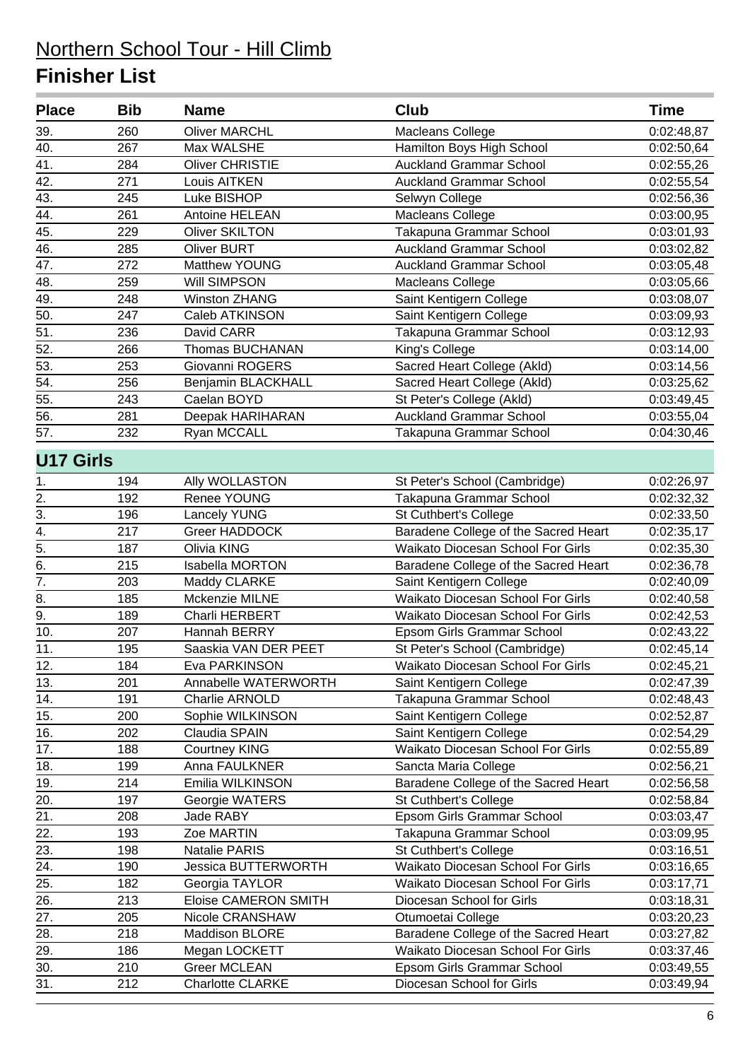# Northern School Tour - Hill Climb

## Finisher List

| Place | Bib | Name | Club | Time |
|---|---|---|---|---|
| 39. | 260 | Oliver MARCHL | Macleans College | 0:02:48,87 |
| 40. | 267 | Max WALSHE | Hamilton Boys High School | 0:02:50,64 |
| 41. | 284 | Oliver CHRISTIE | Auckland Grammar School | 0:02:55,26 |
| 42. | 271 | Louis AITKEN | Auckland Grammar School | 0:02:55,54 |
| 43. | 245 | Luke BISHOP | Selwyn College | 0:02:56,36 |
| 44. | 261 | Antoine HELEAN | Macleans College | 0:03:00,95 |
| 45. | 229 | Oliver SKILTON | Takapuna Grammar School | 0:03:01,93 |
| 46. | 285 | Oliver BURT | Auckland Grammar School | 0:03:02,82 |
| 47. | 272 | Matthew YOUNG | Auckland Grammar School | 0:03:05,48 |
| 48. | 259 | Will SIMPSON | Macleans College | 0:03:05,66 |
| 49. | 248 | Winston ZHANG | Saint Kentigern College | 0:03:08,07 |
| 50. | 247 | Caleb ATKINSON | Saint Kentigern College | 0:03:09,93 |
| 51. | 236 | David CARR | Takapuna Grammar School | 0:03:12,93 |
| 52. | 266 | Thomas BUCHANAN | King's College | 0:03:14,00 |
| 53. | 253 | Giovanni ROGERS | Sacred Heart College (Akld) | 0:03:14,56 |
| 54. | 256 | Benjamin BLACKHALL | Sacred Heart College (Akld) | 0:03:25,62 |
| 55. | 243 | Caelan BOYD | St Peter's College (Akld) | 0:03:49,45 |
| 56. | 281 | Deepak HARIHARAN | Auckland Grammar School | 0:03:55,04 |
| 57. | 232 | Ryan MCCALL | Takapuna Grammar School | 0:04:30,46 |

### U17 Girls

| Place | Bib | Name | Club | Time |
|---|---|---|---|---|
| 1. | 194 | Ally WOLLASTON | St Peter's School (Cambridge) | 0:02:26,97 |
| 2. | 192 | Renee YOUNG | Takapuna Grammar School | 0:02:32,32 |
| 3. | 196 | Lancely YUNG | St Cuthbert's College | 0:02:33,50 |
| 4. | 217 | Greer HADDOCK | Baradene College of the Sacred Heart | 0:02:35,17 |
| 5. | 187 | Olivia KING | Waikato Diocesan School For Girls | 0:02:35,30 |
| 6. | 215 | Isabella MORTON | Baradene College of the Sacred Heart | 0:02:36,78 |
| 7. | 203 | Maddy CLARKE | Saint Kentigern College | 0:02:40,09 |
| 8. | 185 | Mckenzie MILNE | Waikato Diocesan School For Girls | 0:02:40,58 |
| 9. | 189 | Charli HERBERT | Waikato Diocesan School For Girls | 0:02:42,53 |
| 10. | 207 | Hannah BERRY | Epsom Girls Grammar School | 0:02:43,22 |
| 11. | 195 | Saaskia VAN DER PEET | St Peter's School (Cambridge) | 0:02:45,14 |
| 12. | 184 | Eva PARKINSON | Waikato Diocesan School For Girls | 0:02:45,21 |
| 13. | 201 | Annabelle WATERWORTH | Saint Kentigern College | 0:02:47,39 |
| 14. | 191 | Charlie ARNOLD | Takapuna Grammar School | 0:02:48,43 |
| 15. | 200 | Sophie WILKINSON | Saint Kentigern College | 0:02:52,87 |
| 16. | 202 | Claudia SPAIN | Saint Kentigern College | 0:02:54,29 |
| 17. | 188 | Courtney KING | Waikato Diocesan School For Girls | 0:02:55,89 |
| 18. | 199 | Anna FAULKNER | Sancta Maria College | 0:02:56,21 |
| 19. | 214 | Emilia WILKINSON | Baradene College of the Sacred Heart | 0:02:56,58 |
| 20. | 197 | Georgie WATERS | St Cuthbert's College | 0:02:58,84 |
| 21. | 208 | Jade RABY | Epsom Girls Grammar School | 0:03:03,47 |
| 22. | 193 | Zoe MARTIN | Takapuna Grammar School | 0:03:09,95 |
| 23. | 198 | Natalie PARIS | St Cuthbert's College | 0:03:16,51 |
| 24. | 190 | Jessica BUTTERWORTH | Waikato Diocesan School For Girls | 0:03:16,65 |
| 25. | 182 | Georgia TAYLOR | Waikato Diocesan School For Girls | 0:03:17,71 |
| 26. | 213 | Eloise CAMERON SMITH | Diocesan School for Girls | 0:03:18,31 |
| 27. | 205 | Nicole CRANSHAW | Otumoetai College | 0:03:20,23 |
| 28. | 218 | Maddison BLORE | Baradene College of the Sacred Heart | 0:03:27,82 |
| 29. | 186 | Megan LOCKETT | Waikato Diocesan School For Girls | 0:03:37,46 |
| 30. | 210 | Greer MCLEAN | Epsom Girls Grammar School | 0:03:49,55 |
| 31. | 212 | Charlotte CLARKE | Diocesan School for Girls | 0:03:49,94 |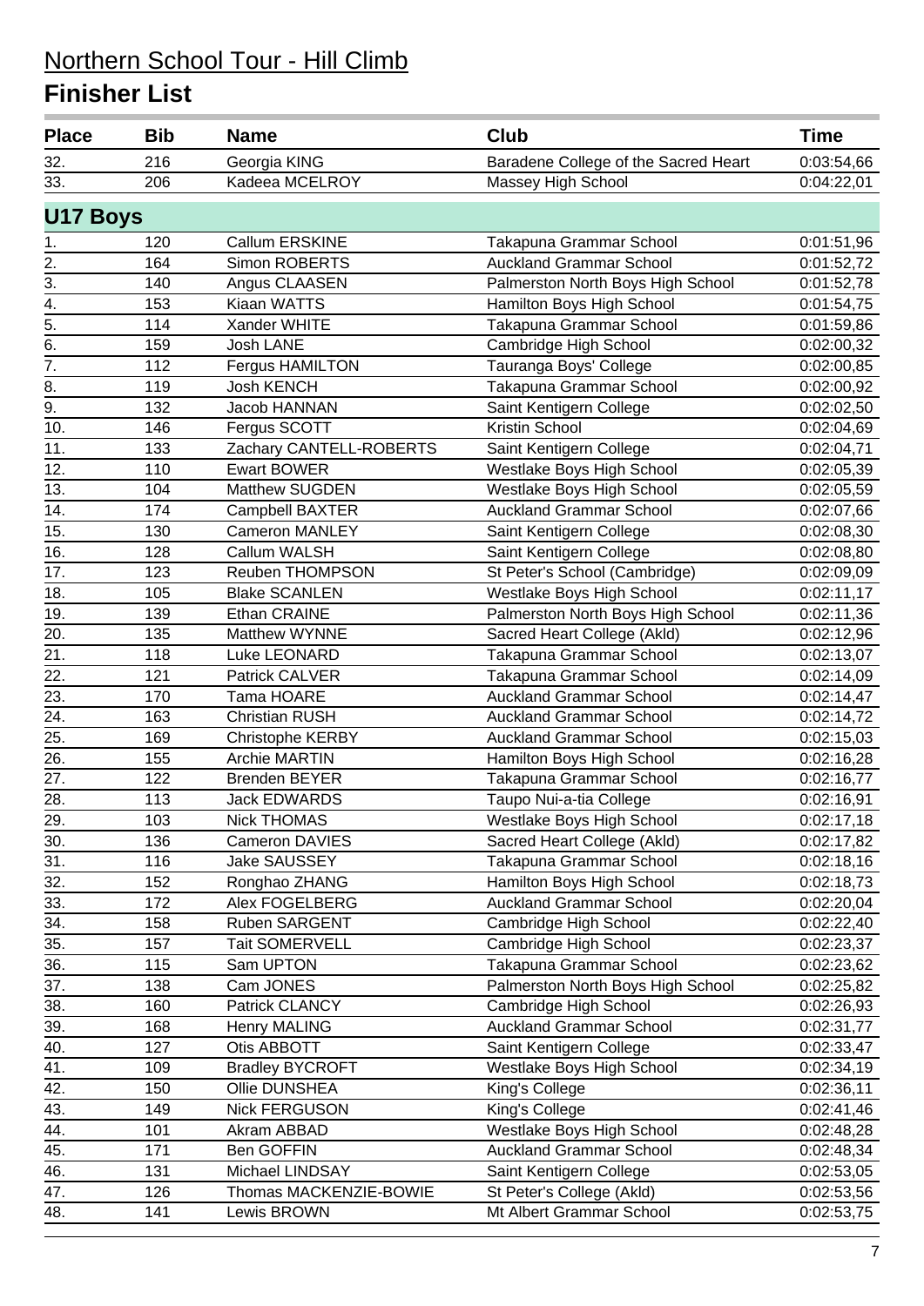# Northern School Tour - Hill Climb

## Finisher List

| Place | Bib | Name | Club | Time |
|---|---|---|---|---|
| 32. | 216 | Georgia KING | Baradene College of the Sacred Heart | 0:03:54,66 |
| 33. | 206 | Kadeea MCELROY | Massey High School | 0:04:22,01 |
| **U17 Boys** | | | | |
| 1. | 120 | Callum ERSKINE | Takapuna Grammar School | 0:01:51,96 |
| 2. | 164 | Simon ROBERTS | Auckland Grammar School | 0:01:52,72 |
| 3. | 140 | Angus CLAASEN | Palmerston North Boys High School | 0:01:52,78 |
| 4. | 153 | Kiaan WATTS | Hamilton Boys High School | 0:01:54,75 |
| 5. | 114 | Xander WHITE | Takapuna Grammar School | 0:01:59,86 |
| 6. | 159 | Josh LANE | Cambridge High School | 0:02:00,32 |
| 7. | 112 | Fergus HAMILTON | Tauranga Boys' College | 0:02:00,85 |
| 8. | 119 | Josh KENCH | Takapuna Grammar School | 0:02:00,92 |
| 9. | 132 | Jacob HANNAN | Saint Kentigern College | 0:02:02,50 |
| 10. | 146 | Fergus SCOTT | Kristin School | 0:02:04,69 |
| 11. | 133 | Zachary CANTELL-ROBERTS | Saint Kentigern College | 0:02:04,71 |
| 12. | 110 | Ewart BOWER | Westlake Boys High School | 0:02:05,39 |
| 13. | 104 | Matthew SUGDEN | Westlake Boys High School | 0:02:05,59 |
| 14. | 174 | Campbell BAXTER | Auckland Grammar School | 0:02:07,66 |
| 15. | 130 | Cameron MANLEY | Saint Kentigern College | 0:02:08,30 |
| 16. | 128 | Callum WALSH | Saint Kentigern College | 0:02:08,80 |
| 17. | 123 | Reuben THOMPSON | St Peter's School (Cambridge) | 0:02:09,09 |
| 18. | 105 | Blake SCANLEN | Westlake Boys High School | 0:02:11,17 |
| 19. | 139 | Ethan CRAINE | Palmerston North Boys High School | 0:02:11,36 |
| 20. | 135 | Matthew WYNNE | Sacred Heart College (Akld) | 0:02:12,96 |
| 21. | 118 | Luke LEONARD | Takapuna Grammar School | 0:02:13,07 |
| 22. | 121 | Patrick CALVER | Takapuna Grammar School | 0:02:14,09 |
| 23. | 170 | Tama HOARE | Auckland Grammar School | 0:02:14,47 |
| 24. | 163 | Christian RUSH | Auckland Grammar School | 0:02:14,72 |
| 25. | 169 | Christophe KERBY | Auckland Grammar School | 0:02:15,03 |
| 26. | 155 | Archie MARTIN | Hamilton Boys High School | 0:02:16,28 |
| 27. | 122 | Brenden BEYER | Takapuna Grammar School | 0:02:16,77 |
| 28. | 113 | Jack EDWARDS | Taupo Nui-a-tia College | 0:02:16,91 |
| 29. | 103 | Nick THOMAS | Westlake Boys High School | 0:02:17,18 |
| 30. | 136 | Cameron DAVIES | Sacred Heart College (Akld) | 0:02:17,82 |
| 31. | 116 | Jake SAUSSEY | Takapuna Grammar School | 0:02:18,16 |
| 32. | 152 | Ronghao ZHANG | Hamilton Boys High School | 0:02:18,73 |
| 33. | 172 | Alex FOGELBERG | Auckland Grammar School | 0:02:20,04 |
| 34. | 158 | Ruben SARGENT | Cambridge High School | 0:02:22,40 |
| 35. | 157 | Tait SOMERVELL | Cambridge High School | 0:02:23,37 |
| 36. | 115 | Sam UPTON | Takapuna Grammar School | 0:02:23,62 |
| 37. | 138 | Cam JONES | Palmerston North Boys High School | 0:02:25,82 |
| 38. | 160 | Patrick CLANCY | Cambridge High School | 0:02:26,93 |
| 39. | 168 | Henry MALING | Auckland Grammar School | 0:02:31,77 |
| 40. | 127 | Otis ABBOTT | Saint Kentigern College | 0:02:33,47 |
| 41. | 109 | Bradley BYCROFT | Westlake Boys High School | 0:02:34,19 |
| 42. | 150 | Ollie DUNSHEA | King's College | 0:02:36,11 |
| 43. | 149 | Nick FERGUSON | King's College | 0:02:41,46 |
| 44. | 101 | Akram ABBAD | Westlake Boys High School | 0:02:48,28 |
| 45. | 171 | Ben GOFFIN | Auckland Grammar School | 0:02:48,34 |
| 46. | 131 | Michael LINDSAY | Saint Kentigern College | 0:02:53,05 |
| 47. | 126 | Thomas MACKENZIE-BOWIE | St Peter's College (Akld) | 0:02:53,56 |
| 48. | 141 | Lewis BROWN | Mt Albert Grammar School | 0:02:53,75 |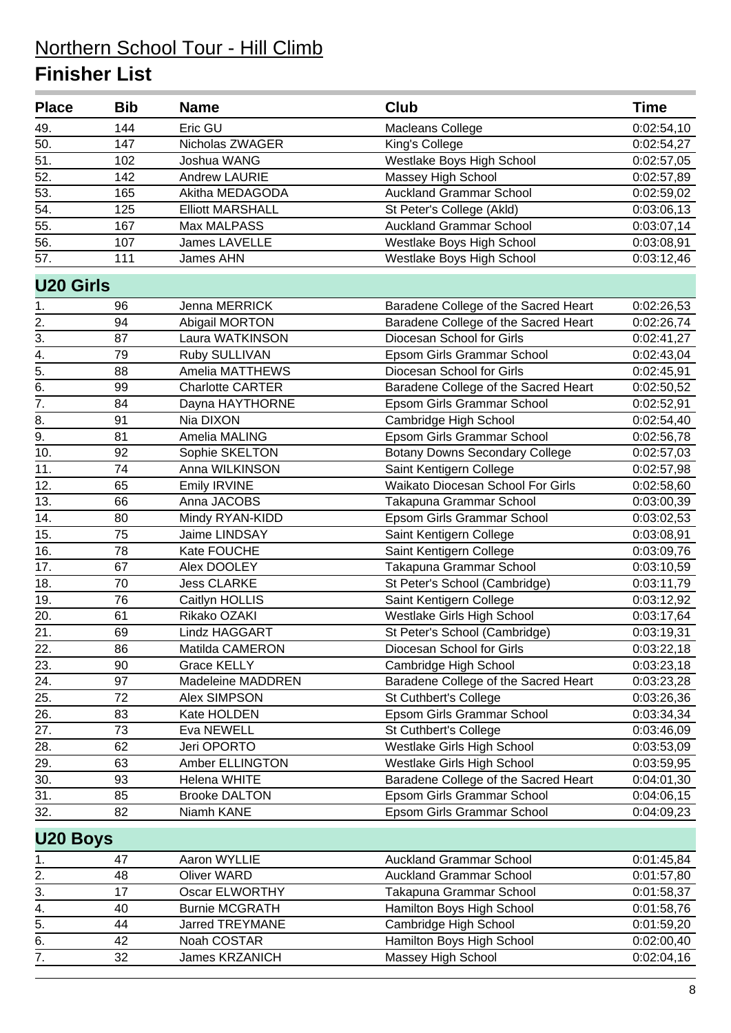# Northern School Tour - Hill Climb

## Finisher List

| Place | Bib | Name | Club | Time |
|---|---|---|---|---|
| 49. | 144 | Eric GU | Macleans College | 0:02:54,10 |
| 50. | 147 | Nicholas ZWAGER | King's College | 0:02:54,27 |
| 51. | 102 | Joshua WANG | Westlake Boys High School | 0:02:57,05 |
| 52. | 142 | Andrew LAURIE | Massey High School | 0:02:57,89 |
| 53. | 165 | Akitha MEDAGODA | Auckland Grammar School | 0:02:59,02 |
| 54. | 125 | Elliott MARSHALL | St Peter's College (Akld) | 0:03:06,13 |
| 55. | 167 | Max MALPASS | Auckland Grammar School | 0:03:07,14 |
| 56. | 107 | James LAVELLE | Westlake Boys High School | 0:03:08,91 |
| 57. | 111 | James AHN | Westlake Boys High School | 0:03:12,46 |

### U20 Girls

| Place | Bib | Name | Club | Time |
|---|---|---|---|---|
| 1. | 96 | Jenna MERRICK | Baradene College of the Sacred Heart | 0:02:26,53 |
| 2. | 94 | Abigail MORTON | Baradene College of the Sacred Heart | 0:02:26,74 |
| 3. | 87 | Laura WATKINSON | Diocesan School for Girls | 0:02:41,27 |
| 4. | 79 | Ruby SULLIVAN | Epsom Girls Grammar School | 0:02:43,04 |
| 5. | 88 | Amelia MATTHEWS | Diocesan School for Girls | 0:02:45,91 |
| 6. | 99 | Charlotte CARTER | Baradene College of the Sacred Heart | 0:02:50,52 |
| 7. | 84 | Dayna HAYTHORNE | Epsom Girls Grammar School | 0:02:52,91 |
| 8. | 91 | Nia DIXON | Cambridge High School | 0:02:54,40 |
| 9. | 81 | Amelia MALING | Epsom Girls Grammar School | 0:02:56,78 |
| 10. | 92 | Sophie SKELTON | Botany Downs Secondary College | 0:02:57,03 |
| 11. | 74 | Anna WILKINSON | Saint Kentigern College | 0:02:57,98 |
| 12. | 65 | Emily IRVINE | Waikato Diocesan School For Girls | 0:02:58,60 |
| 13. | 66 | Anna JACOBS | Takapuna Grammar School | 0:03:00,39 |
| 14. | 80 | Mindy RYAN-KIDD | Epsom Girls Grammar School | 0:03:02,53 |
| 15. | 75 | Jaime LINDSAY | Saint Kentigern College | 0:03:08,91 |
| 16. | 78 | Kate FOUCHE | Saint Kentigern College | 0:03:09,76 |
| 17. | 67 | Alex DOOLEY | Takapuna Grammar School | 0:03:10,59 |
| 18. | 70 | Jess CLARKE | St Peter's School (Cambridge) | 0:03:11,79 |
| 19. | 76 | Caitlyn HOLLIS | Saint Kentigern College | 0:03:12,92 |
| 20. | 61 | Rikako OZAKI | Westlake Girls High School | 0:03:17,64 |
| 21. | 69 | Lindz HAGGART | St Peter's School (Cambridge) | 0:03:19,31 |
| 22. | 86 | Matilda CAMERON | Diocesan School for Girls | 0:03:22,18 |
| 23. | 90 | Grace KELLY | Cambridge High School | 0:03:23,18 |
| 24. | 97 | Madeleine MADDREN | Baradene College of the Sacred Heart | 0:03:23,28 |
| 25. | 72 | Alex SIMPSON | St Cuthbert's College | 0:03:26,36 |
| 26. | 83 | Kate HOLDEN | Epsom Girls Grammar School | 0:03:34,34 |
| 27. | 73 | Eva NEWELL | St Cuthbert's College | 0:03:46,09 |
| 28. | 62 | Jeri OPORTO | Westlake Girls High School | 0:03:53,09 |
| 29. | 63 | Amber ELLINGTON | Westlake Girls High School | 0:03:59,95 |
| 30. | 93 | Helena WHITE | Baradene College of the Sacred Heart | 0:04:01,30 |
| 31. | 85 | Brooke DALTON | Epsom Girls Grammar School | 0:04:06,15 |
| 32. | 82 | Niamh KANE | Epsom Girls Grammar School | 0:04:09,23 |

### U20 Boys

| Place | Bib | Name | Club | Time |
|---|---|---|---|---|
| 1. | 47 | Aaron WYLLIE | Auckland Grammar School | 0:01:45,84 |
| 2. | 48 | Oliver WARD | Auckland Grammar School | 0:01:57,80 |
| 3. | 17 | Oscar ELWORTHY | Takapuna Grammar School | 0:01:58,37 |
| 4. | 40 | Burnie MCGRATH | Hamilton Boys High School | 0:01:58,76 |
| 5. | 44 | Jarred TREYMANE | Cambridge High School | 0:01:59,20 |
| 6. | 42 | Noah COSTAR | Hamilton Boys High School | 0:02:00,40 |
| 7. | 32 | James KRZANICH | Massey High School | 0:02:04,16 |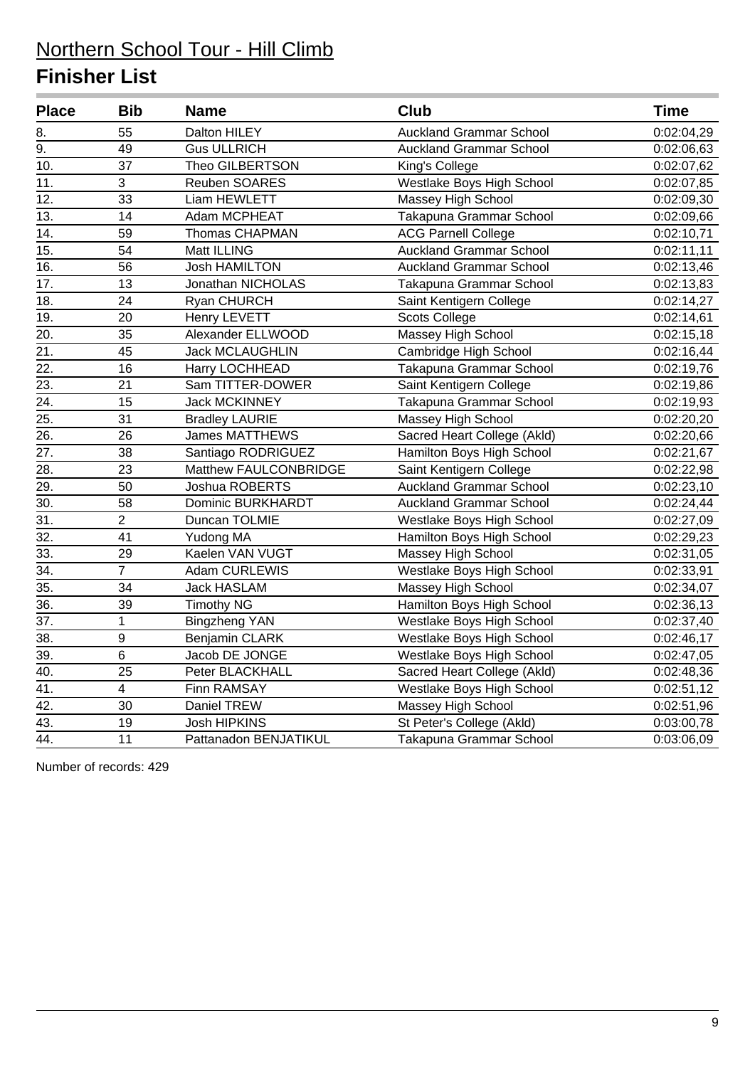# Northern School Tour - Hill Climb

## Finisher List

| Place | Bib | Name | Club | Time |
|---|---|---|---|---|
| 8. | 55 | Dalton HILEY | Auckland Grammar School | 0:02:04,29 |
| 9. | 49 | Gus ULLRICH | Auckland Grammar School | 0:02:06,63 |
| 10. | 37 | Theo GILBERTSON | King's College | 0:02:07,62 |
| 11. | 3 | Reuben SOARES | Westlake Boys High School | 0:02:07,85 |
| 12. | 33 | Liam HEWLETT | Massey High School | 0:02:09,30 |
| 13. | 14 | Adam MCPHEAT | Takapuna Grammar School | 0:02:09,66 |
| 14. | 59 | Thomas CHAPMAN | ACG Parnell College | 0:02:10,71 |
| 15. | 54 | Matt ILLING | Auckland Grammar School | 0:02:11,11 |
| 16. | 56 | Josh HAMILTON | Auckland Grammar School | 0:02:13,46 |
| 17. | 13 | Jonathan NICHOLAS | Takapuna Grammar School | 0:02:13,83 |
| 18. | 24 | Ryan CHURCH | Saint Kentigern College | 0:02:14,27 |
| 19. | 20 | Henry LEVETT | Scots College | 0:02:14,61 |
| 20. | 35 | Alexander ELLWOOD | Massey High School | 0:02:15,18 |
| 21. | 45 | Jack MCLAUGHLIN | Cambridge High School | 0:02:16,44 |
| 22. | 16 | Harry LOCHHEAD | Takapuna Grammar School | 0:02:19,76 |
| 23. | 21 | Sam TITTER-DOWER | Saint Kentigern College | 0:02:19,86 |
| 24. | 15 | Jack MCKINNEY | Takapuna Grammar School | 0:02:19,93 |
| 25. | 31 | Bradley LAURIE | Massey High School | 0:02:20,20 |
| 26. | 26 | James MATTHEWS | Sacred Heart College (Akld) | 0:02:20,66 |
| 27. | 38 | Santiago RODRIGUEZ | Hamilton Boys High School | 0:02:21,67 |
| 28. | 23 | Matthew FAULCONBRIDGE | Saint Kentigern College | 0:02:22,98 |
| 29. | 50 | Joshua ROBERTS | Auckland Grammar School | 0:02:23,10 |
| 30. | 58 | Dominic BURKHARDT | Auckland Grammar School | 0:02:24,44 |
| 31. | 2 | Duncan TOLMIE | Westlake Boys High School | 0:02:27,09 |
| 32. | 41 | Yudong MA | Hamilton Boys High School | 0:02:29,23 |
| 33. | 29 | Kaelen VAN VUGT | Massey High School | 0:02:31,05 |
| 34. | 7 | Adam CURLEWIS | Westlake Boys High School | 0:02:33,91 |
| 35. | 34 | Jack HASLAM | Massey High School | 0:02:34,07 |
| 36. | 39 | Timothy NG | Hamilton Boys High School | 0:02:36,13 |
| 37. | 1 | Bingzheng YAN | Westlake Boys High School | 0:02:37,40 |
| 38. | 9 | Benjamin CLARK | Westlake Boys High School | 0:02:46,17 |
| 39. | 6 | Jacob DE JONGE | Westlake Boys High School | 0:02:47,05 |
| 40. | 25 | Peter BLACKHALL | Sacred Heart College (Akld) | 0:02:48,36 |
| 41. | 4 | Finn RAMSAY | Westlake Boys High School | 0:02:51,12 |
| 42. | 30 | Daniel TREW | Massey High School | 0:02:51,96 |
| 43. | 19 | Josh HIPKINS | St Peter's College (Akld) | 0:03:00,78 |
| 44. | 11 | Pattanadon BENJATIKUL | Takapuna Grammar School | 0:03:06,09 |

Number of records: 429